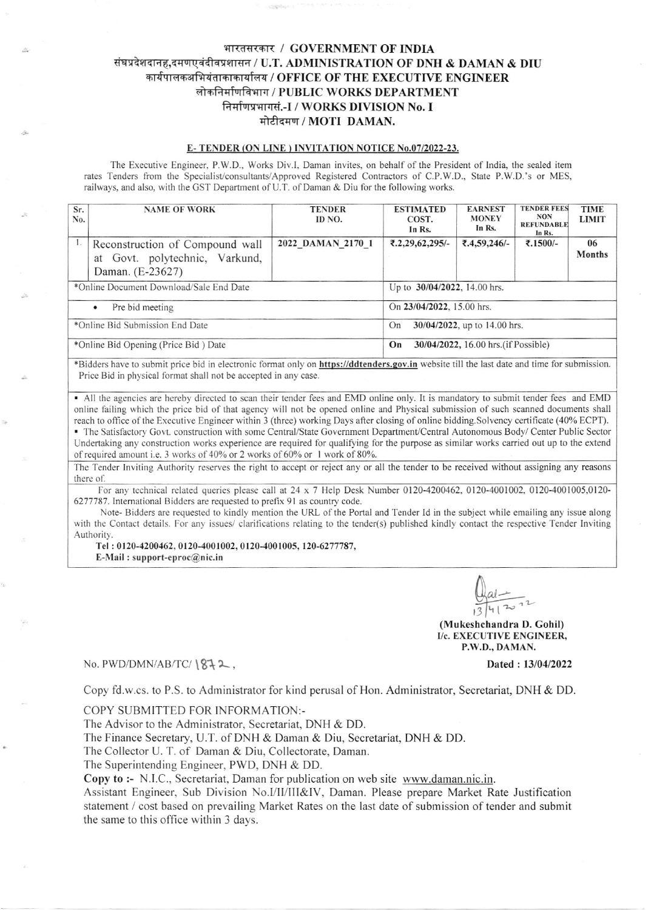# भारतसरकार / GOVERNMENT OF INDIA
## संघप्रदेशदानह,दमणएवंदीवप्रशासन / U.T. ADMINISTRATION OF DNH & DAMAN & DIU
## कार्यपालकअभियंताकाकार्यालय / OFFICE OF THE EXECUTIVE ENGINEER
## लोकनिर्माणविभाग / PUBLIC WORKS DEPARTMENT
## निर्माणप्रभागसं.-I / WORKS DIVISION No. I
## मोटीदमण / MOTI DAMAN.

**E- TENDER (ON LINE ) INVITATION NOTICE No.07/2022-23.**

The Executive Engineer, P.W.D., Works Div.I, Daman invites, on behalf of the President of India, the sealed item rates Tenders from the Specialist/consultants/Approved Registered Contractors of C.P.W.D., State P.W.D.'s or MES, railways, and also, with the GST Department of U.T. of Daman & Diu for the following works.

| Sr. No. | NAME OF WORK | TENDER ID NO. | ESTIMATED COST. In Rs. | EARNEST MONEY In Rs. | TENDER FEES NON REFUNDABLE In Rs. | TIME LIMIT |
|---|---|---|---|---|---|---|
| 1. | Reconstruction of Compound wall at Govt. polytechnic, Varkund, Daman. (E-23627) | 2022_DAMAN_2170_1 | ₹.2,29,62,295/- | ₹.4,59,246/- | ₹.1500/- | 06 Months |
| *Online Document Download/Sale End Date | | | Up to **30/04/2022**, 14.00 hrs. | | | |
| • Pre bid meeting | | | On **23/04/2022**, 15.00 hrs. | | | |
| *Online Bid Submission End Date | | | On **30/04/2022**, up to 14.00 hrs. | | | |
| *Online Bid Opening (Price Bid ) Date | | | **On 30/04/2022**, 16.00 hrs.(if Possible) | | | |

*Bidders have to submit price bid in electronic format only on **https://ddtenders.gov.in** website till the last date and time for submission. Price Bid in physical format shall not be accepted in any case.

- All the agencies are hereby directed to scan their tender fees and EMD online only. It is mandatory to submit tender fees and EMD online failing which the price bid of that agency will not be opened online and Physical submission of such scanned documents shall reach to office of the Executive Engineer within 3 (three) working Days after closing of online bidding.Solvency certificate (40% ECPT).
- The Satisfactory Govt. construction with some Central/State Government Department/Central Autonomous Body/ Center Public Sector Undertaking any construction works experience are required for qualifying for the purpose as similar works carried out up to the extend of required amount i.e. 3 works of 40% or 2 works of 60% or 1 work of 80%.

The Tender Inviting Authority reserves the right to accept or reject any or all the tender to be received without assigning any reasons there of.

For any technical related queries please call at 24 x 7 Help Desk Number 0120-4200462, 0120-4001002, 0120-4001005,0120-6277787. International Bidders are requested to prefix 91 as country code.

Note- Bidders are requested to kindly mention the URL of the Portal and Tender Id in the subject while emailing any issue along with the Contact details. For any issues/ clarifications relating to the tender(s) published kindly contact the respective Tender Inviting Authority.

**Tel : 0120-4200462, 0120-4001002, 0120-4001005, 120-6277787,**
**E-Mail : support-eproc@nic.in**

13/4/2022

**(Mukeshchandra D. Gohil)**
**I/c. EXECUTIVE ENGINEER,**
**P.W.D., DAMAN.**

No. PWD/DMN/AB/TC/ 1872 , **Dated : 13/04/2022**

Copy fd.w.cs. to P.S. to Administrator for kind perusal of Hon. Administrator, Secretariat, DNH & DD.

COPY SUBMITTED FOR INFORMATION:-

The Advisor to the Administrator, Secretariat, DNH & DD.

The Finance Secretary, U.T. of DNH & Daman & Diu, Secretariat, DNH & DD.

The Collector U. T. of Daman & Diu, Collectorate, Daman.

The Superintending Engineer, PWD, DNH & DD.

**Copy to :-** N.I.C., Secretariat, Daman for publication on web site www.daman.nic.in.

Assistant Engineer, Sub Division No.I/II/III&IV, Daman. Please prepare Market Rate Justification statement / cost based on prevailing Market Rates on the last date of submission of tender and submit the same to this office within 3 days.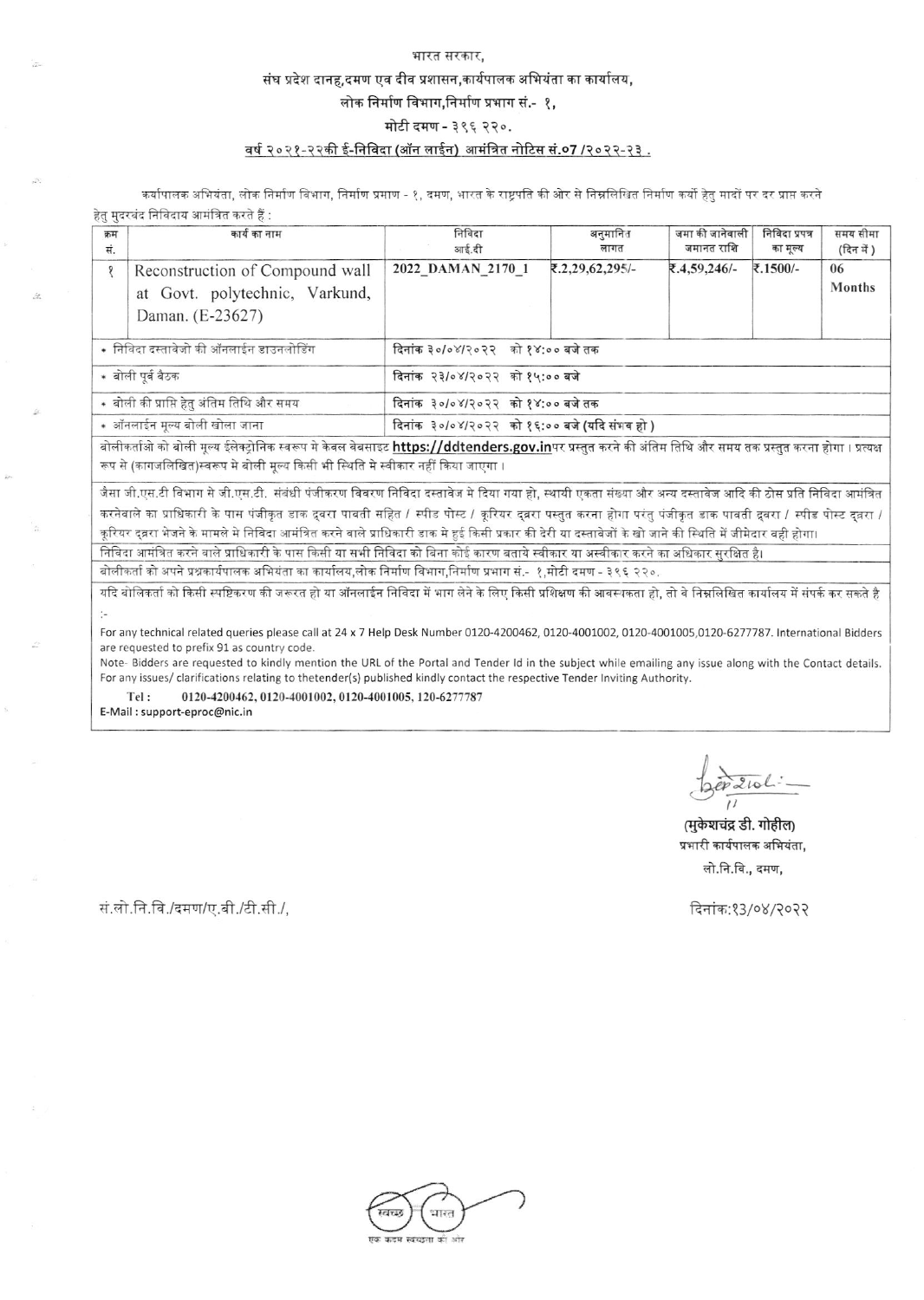भारत सरकार,

संघ प्रदेश दानह,दमण एव दीव प्रशासन,कार्यपालक अभियंता का कार्यालय,

लोक निर्माण विभाग,निर्माण प्रभाग सं.- १,

मोटी दमण - ३९६ २२०.

वर्ष २०२१-२२की ई-निविदा (ऑन लाईन) आमंत्रित नोटिस सं.07 /२०२२-२३ .

कर्यापालक अभियंता, लोक निर्माण विभाग, निर्माण प्रमाण - १, दमण, भारत के राष्ट्रपति की ओर से निम्नलिखित निर्माण कर्यो हेतु मादों पर दर प्राप्त करने हेतु मुदरबंद निविदाय आमंत्रित करते हैं :

| क्रम सं. | कार्य का नाम | निविदा आई.डी | अनुमानित लागत | जमा की जानेवाली जमानत राशि | निविदा प्रपत्र का मूल्य | समय सीमा (दिन में) |
|---|---|---|---|---|---|---|
| १ | Reconstruction of Compound wall at Govt. polytechnic, Varkund, Daman. (E-23627) | 2022_DAMAN_2170_1 | ₹.2,29,62,295/- | ₹.4,59,246/- | ₹.1500/- | 06 Months |

| | |
|---|---|
| • निविदा दस्तावेजो की ऑनलाईन डाउनलोडिंग | दिनांक ३०/०४/२०२२ को १४:०० बजे तक |
| • बोली पूर्व बैठक | दिनांक २३/०४/२०२२ को १५:०० बजे |
| • बोली की प्राप्ति हेतु अंतिम तिथि और समय | दिनांक ३०/०४/२०२२ को १४:०० बजे तक |
| • ऑनलाईन मूल्य बोली खोला जाना | दिनांक ३०/०४/२०२२ को १६:०० बजे (यदि संभव हो) |

बोलीकर्ताओ को बोली मूल्य ईलेक्ट्रोनिक स्वरूप मे केवल वेबसाइट **https://ddtenders.gov.in**पर प्रस्तुत करने की अंतिम तिथि और समय तक प्रस्तुत करना होगा । प्रत्यक्ष रूप से (कागजलिखित)स्वरूप मे बोली मूल्य किसी भी स्थिति मे स्वीकार नहीं किया जाएगा ।

जैसा जी.एस.टी विभाग से जी.एस.टी. संबंधी पंजीकरण विवरण निविदा दस्तावेज मे दिया गया हो, स्थायी एकता संख्या और अन्य दस्तावेज आदि की ठोस प्रति निविदा आमंत्रित करनेवाले का प्राधिकारी के पास पंजीकृत डाक द्वरा पावती सहित / स्पीड पोस्ट / कूरियर द्वरा प्रस्तुत करना होगा परंतु पंजीकृत डाक पावती द्वरा / स्पीड पोस्ट द्वरा / कूरियर द्वरा भेजने के मामले मे निविदा आमंत्रित करने वाले प्राधिकारी डाक मे हुई किसी प्रकार की देरी या दस्तावेजों के खो जाने की स्थिति में जीमेदार वही होगा।

निविदा आमंत्रित करने वाले प्राधिकारी के पास किसी या सभी निविदा को बिना कोई कारण बताये स्वीकार या अस्वीकार करने का अधिकार सुरक्षित है।

बोलीकर्ता को अपने प्रश्नकार्यपालक अभियंता का कार्यालय,लोक निर्माण विभाग,निर्माण प्रभाग सं.- १,मोटी दमण - ३९६ २२०.

यदि बोलिकर्ता को किसी स्पष्टिकरण की जरूरत हो या ऑनलाईन निविदा में भाग लेने के लिए किसी प्रशिक्षण की आवश्यकता हो, तो वे निम्नलिखित कार्यालय में संपर्क कर सकते है :-

For any technical related queries please call at 24 x 7 Help Desk Number 0120-4200462, 0120-4001002, 0120-4001005,0120-6277787. International Bidders are requested to prefix 91 as country code.

Note- Bidders are requested to kindly mention the URL of the Portal and Tender Id in the subject while emailing any issue along with the Contact details. For any issues/ clarifications relating to thetender(s) published kindly contact the respective Tender Inviting Authority.

Tel : 0120-4200462, 0120-4001002, 0120-4001005, 120-6277787

E-Mail : support-eproc@nic.in

(मुकेशचंद्र डी. गोहील)
प्रभारी कार्यपालक अभियंता,
लो.नि.वि., दमण,

सं.लो.नि.वि./दमण/ए.बी./टी.सी./,

दिनांक:१३/०४/२०२२

स्वच्छ भारत
एक कदम स्वच्छता की ओर